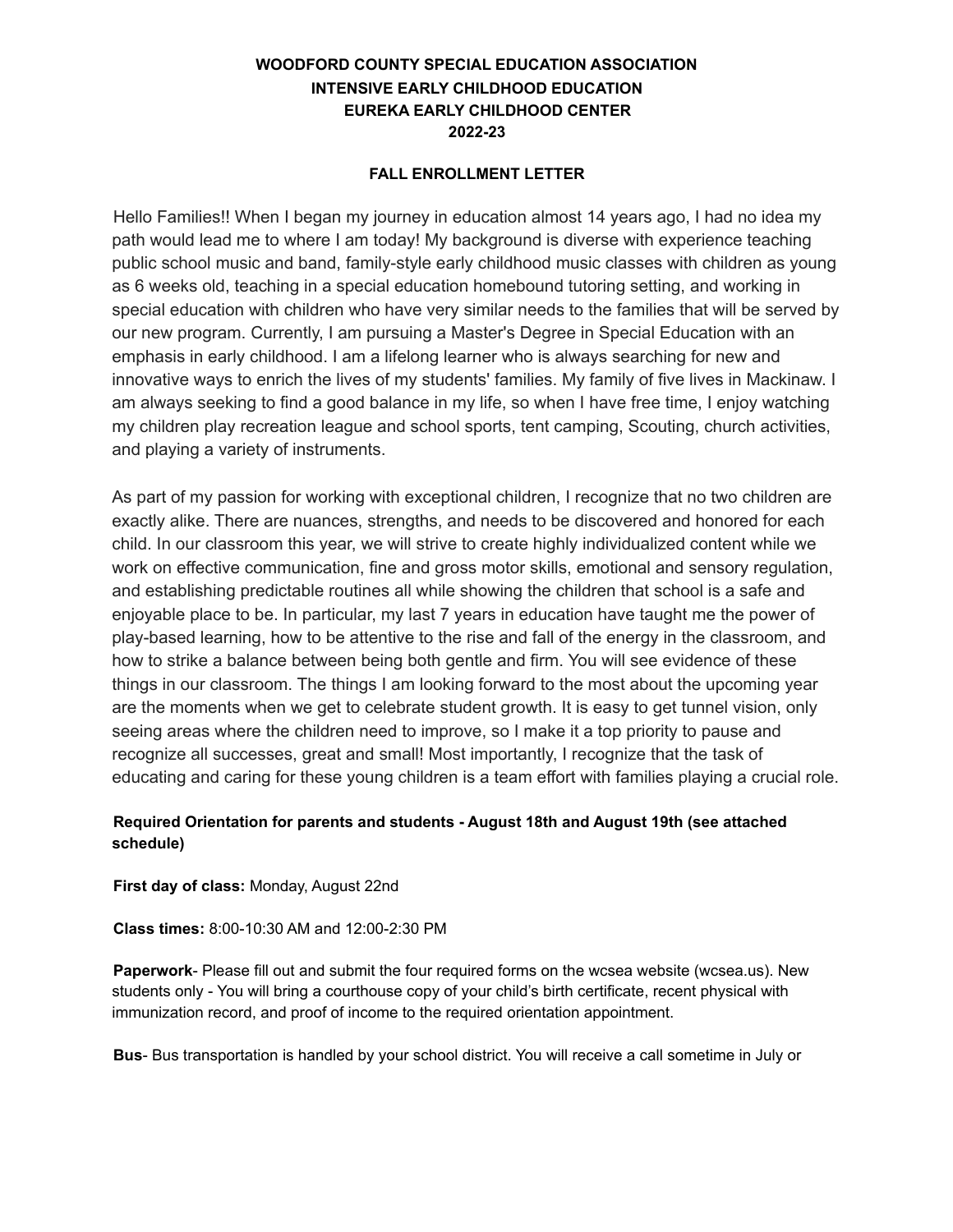**WOODFORD COUNTY SPECIAL EDUCATION ASSOCIATION**
**INTENSIVE EARLY CHILDHOOD EDUCATION**
**EUREKA EARLY CHILDHOOD CENTER**
**2022-23**

**FALL ENROLLMENT LETTER**

Hello Families!! When I began my journey in education almost 14 years ago, I had no idea my path would lead me to where I am today! My background is diverse with experience teaching public school music and band, family-style early childhood music classes with children as young as 6 weeks old, teaching in a special education homebound tutoring setting, and working in special education with children who have very similar needs to the families that will be served by our new program. Currently, I am pursuing a Master's Degree in Special Education with an emphasis in early childhood. I am a lifelong learner who is always searching for new and innovative ways to enrich the lives of my students' families. My family of five lives in Mackinaw. I am always seeking to find a good balance in my life, so when I have free time, I enjoy watching my children play recreation league and school sports, tent camping, Scouting, church activities, and playing a variety of instruments.

As part of my passion for working with exceptional children, I recognize that no two children are exactly alike. There are nuances, strengths, and needs to be discovered and honored for each child. In our classroom this year, we will strive to create highly individualized content while we work on effective communication, fine and gross motor skills, emotional and sensory regulation, and establishing predictable routines all while showing the children that school is a safe and enjoyable place to be. In particular, my last 7 years in education have taught me the power of play-based learning, how to be attentive to the rise and fall of the energy in the classroom, and how to strike a balance between being both gentle and firm. You will see evidence of these things in our classroom. The things I am looking forward to the most about the upcoming year are the moments when we get to celebrate student growth. It is easy to get tunnel vision, only seeing areas where the children need to improve, so I make it a top priority to pause and recognize all successes, great and small! Most importantly, I recognize that the task of educating and caring for these young children is a team effort with families playing a crucial role.

**Required Orientation for parents and students - August 18th and August 19th (see attached schedule)**

**First day of class:** Monday, August 22nd

**Class times:** 8:00-10:30 AM and 12:00-2:30 PM

**Paperwork**- Please fill out and submit the four required forms on the wcsea website (wcsea.us). New students only - You will bring a courthouse copy of your child's birth certificate, recent physical with immunization record, and proof of income to the required orientation appointment.

**Bus**- Bus transportation is handled by your school district. You will receive a call sometime in July or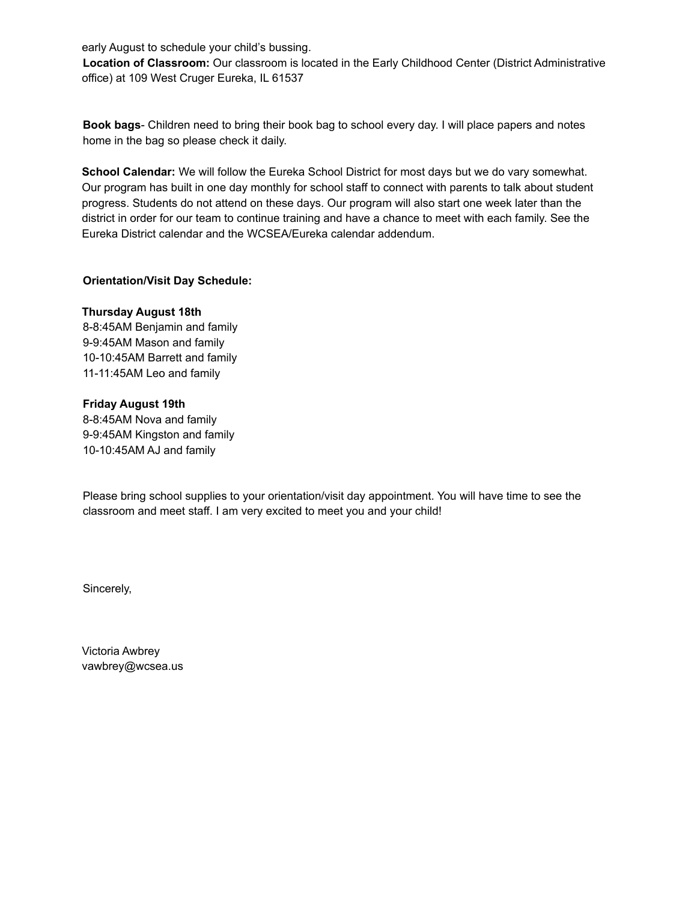early August to schedule your child's bussing.

**Location of Classroom:** Our classroom is located in the Early Childhood Center (District Administrative office) at 109 West Cruger Eureka, IL 61537

**Book bags**- Children need to bring their book bag to school every day. I will place papers and notes home in the bag so please check it daily.

**School Calendar:** We will follow the Eureka School District for most days but we do vary somewhat. Our program has built in one day monthly for school staff to connect with parents to talk about student progress. Students do not attend on these days. Our program will also start one week later than the district in order for our team to continue training and have a chance to meet with each family. See the Eureka District calendar and the WCSEA/Eureka calendar addendum.

**Orientation/Visit Day Schedule:**

**Thursday August 18th**
8-8:45AM Benjamin and family
9-9:45AM Mason and family
10-10:45AM Barrett and family
11-11:45AM Leo and family

**Friday August 19th**
8-8:45AM Nova and family
9-9:45AM Kingston and family
10-10:45AM AJ and family

Please bring school supplies to your orientation/visit day appointment. You will have time to see the classroom and meet staff. I am very excited to meet you and your child!

Sincerely,

Victoria Awbrey
vawbrey@wcsea.us